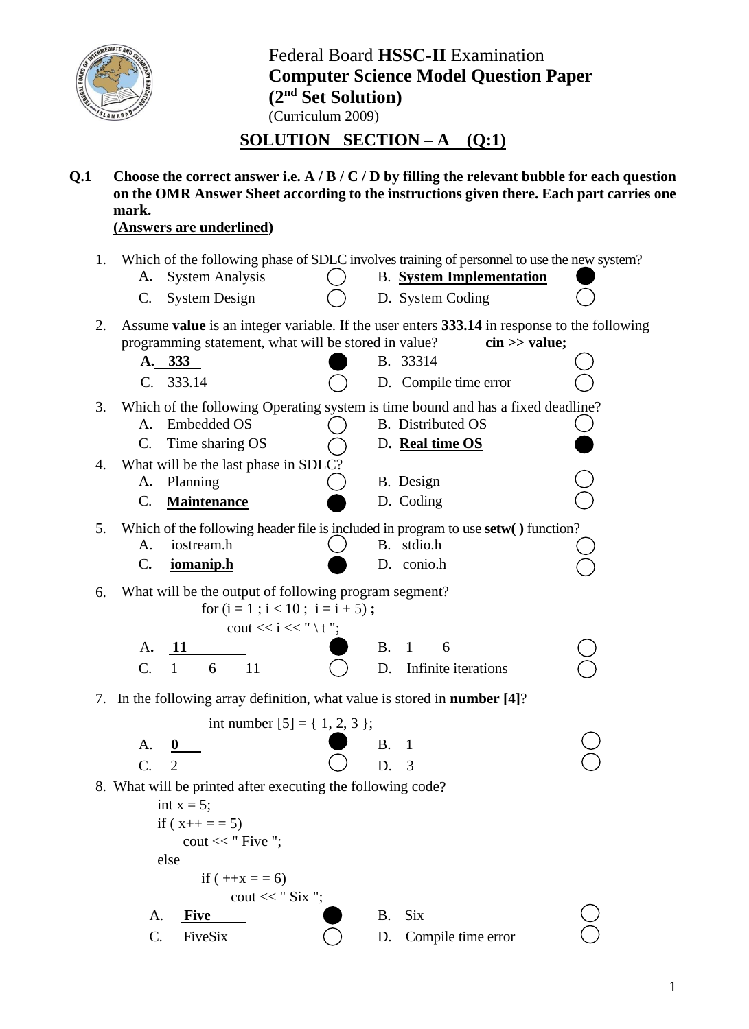# Federal Board **HSSC-II** Examination
## Computer Science Model Question Paper
## ($2^{nd}$ Set Solution)

(Curriculum 2009)

## SOLUTION SECTION – A (Q:1)

**Q.1 Choose the correct answer i.e. A / B / C / D by filling the relevant bubble for each question on the OMR Answer Sheet according to the instructions given there. Each part carries one mark.**
**(Answers are underlined)**

1. Which of the following phase of SDLC involves training of personnel to use the new system?
   - A. System Analysis ○
   - B. **System Implementation** ●
   - C. System Design ○
   - D. System Coding ○

2. Assume **value** is an integer variable. If the user enters **333.14** in response to the following programming statement, what will be stored in value? **cin >> value;**
   - **A. 333** ●
   - B. 33314 ○
   - C. 333.14 ○
   - D. Compile time error ○

3. Which of the following Operating system is time bound and has a fixed deadline?
   - A. Embedded OS ○
   - B. Distributed OS ○
   - C. Time sharing OS ○
   - D. **Real time OS** ●

4. What will be the last phase in SDLC?
   - A. Planning ○
   - B. Design ○
   - C. **Maintenance** ●
   - D. Coding ○

5. Which of the following header file is included in program to use **setw( )** function?
   - A. iostream.h ○
   - B. stdio.h ○
   - C. **iomanip.h** ●
   - D. conio.h ○

6. What will be the output of following program segment?

   ```
   for (i = 1 ; i < 10 ;  i = i + 5) ;
        cout << i << " \ t ";
   ```

   - A. **11** ●
   - B. 1 6 ○
   - C. 1 6 11 ○
   - D. Infinite iterations ○

7. In the following array definition, what value is stored in **number [4]**?

   ```
   int number [5] = { 1, 2, 3 };
   ```

   - A. **0** ●
   - B. 1 ○
   - C. 2 ○
   - D. 3 ○

8. What will be printed after executing the following code?

   ```
   int x = 5;
   if ( x++ = = 5)
        cout << " Five ";
   else
          if ( ++x = = 6)
               cout << " Six ";
   ```

   - A. **Five** ●
   - B. Six ○
   - C. FiveSix ○
   - D. Compile time error ○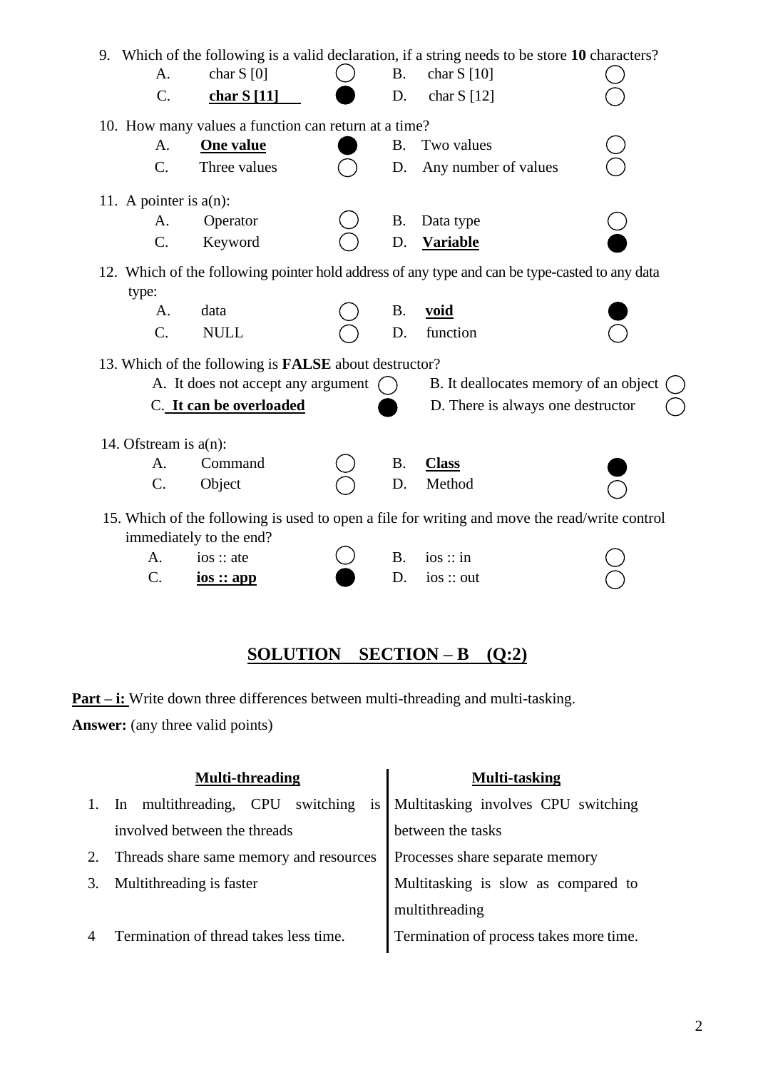9. Which of the following is a valid declaration, if a string needs to be store **10** characters?

   A. char S [0] ○  B. char S [10] ○
   C. **char S [11]** ●  D. char S [12] ○

10. How many values a function can return at a time?

    A. **One value** ●  B. Two values ○
    C. Three values ○  D. Any number of values ○

11. A pointer is a(n):

    A. Operator ○  B. Data type ○
    C. Keyword ○  D. **Variable** ●

12. Which of the following pointer hold address of any type and can be type-casted to any data type:

    A. data ○  B. **void** ●
    C. NULL ○  D. function ○

13. Which of the following is **FALSE** about destructor?

    A. It does not accept any argument ○  B. It deallocates memory of an object ○
    C. **It can be overloaded** ●  D. There is always one destructor ○

14. Ofstream is a(n):

    A. Command ○  B. **Class** ●
    C. Object ○  D. Method ○

15. Which of the following is used to open a file for writing and move the read/write control immediately to the end?

    A. ios :: ate ○  B. ios :: in ○
    C. **ios :: app** ●  D. ios :: out ○

## SOLUTION SECTION – B (Q:2)

**Part – i:** Write down three differences between multi-threading and multi-tasking.

**Answer:** (any three valid points)

| | Multi-threading | Multi-tasking |
|---|---|---|
| 1. | In multithreading, CPU switching is involved between the threads | Multitasking involves CPU switching between the tasks |
| 2. | Threads share same memory and resources | Processes share separate memory |
| 3. | Multithreading is faster | Multitasking is slow as compared to multithreading |
| 4 | Termination of thread takes less time. | Termination of process takes more time. |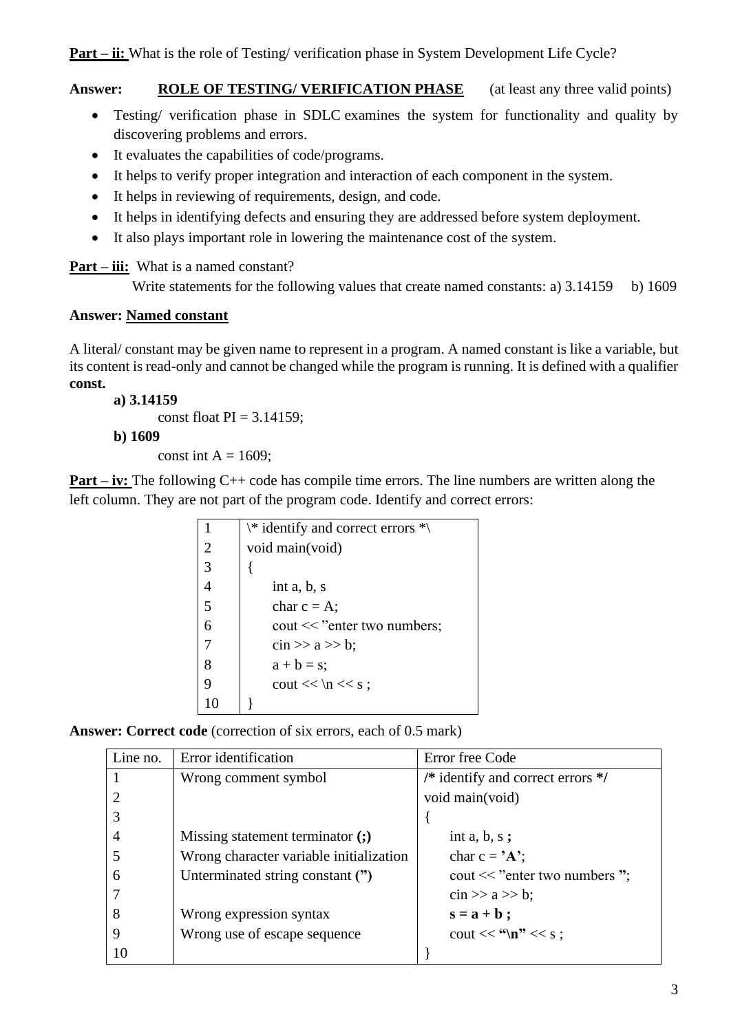**Part – ii:** What is the role of Testing/ verification phase in System Development Life Cycle?

**Answer:** **ROLE OF TESTING/ VERIFICATION PHASE** (at least any three valid points)

- Testing/ verification phase in SDLC examines the system for functionality and quality by discovering problems and errors.
- It evaluates the capabilities of code/programs.
- It helps to verify proper integration and interaction of each component in the system.
- It helps in reviewing of requirements, design, and code.
- It helps in identifying defects and ensuring they are addressed before system deployment.
- It also plays important role in lowering the maintenance cost of the system.

**Part – iii:** What is a named constant?

Write statements for the following values that create named constants: a) 3.14159 b) 1609

**Answer: Named constant**

A literal/ constant may be given name to represent in a program. A named constant is like a variable, but its content is read-only and cannot be changed while the program is running. It is defined with a qualifier **const.**

**a) 3.14159**

const float PI = 3.14159;

**b) 1609**

const int A = 1609;

**Part – iv:** The following C++ code has compile time errors. The line numbers are written along the left column. They are not part of the program code. Identify and correct errors:

| | |
|---|---|
| 1 | \* identify and correct errors *\ |
| 2 | void main(void) |
| 3 | { |
| 4 | int a, b, s |
| 5 | char c = A; |
| 6 | cout << "enter two numbers; |
| 7 | cin >> a >> b; |
| 8 | a + b = s; |
| 9 | cout << \n << s ; |
| 10 | } |

**Answer: Correct code** (correction of six errors, each of 0.5 mark)

| Line no. | Error identification | Error free Code |
|---|---|---|
| 1 | Wrong comment symbol | **/*** identify and correct errors ***/** |
| 2 | | void main(void) |
| 3 | | { |
| 4 | Missing statement terminator **(;)** | int a, b, s **;** |
| 5 | Wrong character variable initialization | char c = **'A'**; |
| 6 | Unterminated string constant **(")** | cout << "enter two numbers **"**; |
| 7 | | cin >> a >> b; |
| 8 | Wrong expression syntax | **s = a + b ;** |
| 9 | Wrong use of escape sequence | cout << **"\n"** << s ; |
| 10 | | } |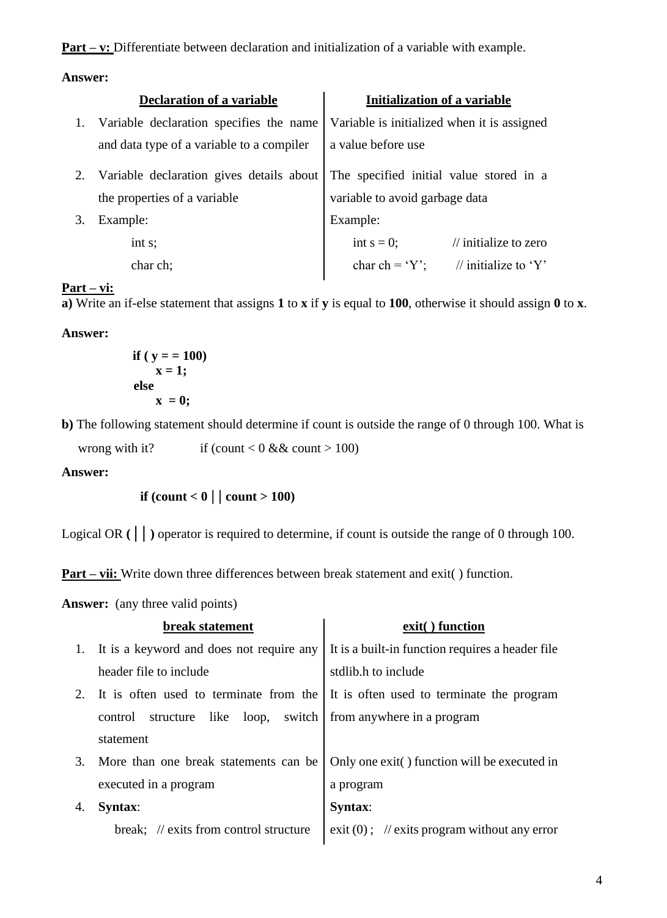**Part – v:** Differentiate between declaration and initialization of a variable with example.

**Answer:**

| | Declaration of a variable | Initialization of a variable |
|---|---|---|
| 1. | Variable declaration specifies the name and data type of a variable to a compiler | Variable is initialized when it is assigned a value before use |
| 2. | Variable declaration gives details about the properties of a variable | The specified initial value stored in a variable to avoid garbage data |
| 3. | Example: <br> int s; <br> char ch; | Example: <br> int s = 0; // initialize to zero <br> char ch = 'Y'; // initialize to 'Y' |

**Part – vi:**

**a)** Write an if-else statement that assigns **1** to **x** if **y** is equal to **100**, otherwise it should assign **0** to **x**.

**Answer:**

```
if ( y = = 100)
      x = 1;
else
      x  = 0;
```

**b)** The following statement should determine if count is outside the range of 0 through 100. What is wrong with it?     if (count < 0 && count > 100)

**Answer:**

```
if (count < 0 || count > 100)
```

Logical OR **( || )** operator is required to determine, if count is outside the range of 0 through 100.

**Part – vii:** Write down three differences between break statement and exit( ) function.

**Answer:** (any three valid points)

| | break statement | exit( ) function |
|---|---|---|
| 1. | It is a keyword and does not require any header file to include | It is a built-in function requires a header file stdlib.h to include |
| 2. | It is often used to terminate from the control structure like loop, switch statement | It is often used to terminate the program from anywhere in a program |
| 3. | More than one break statements can be executed in a program | Only one exit( ) function will be executed in a program |
| 4. | **Syntax**: <br> break; // exits from control structure | **Syntax**: <br> exit (0) ; // exits program without any error |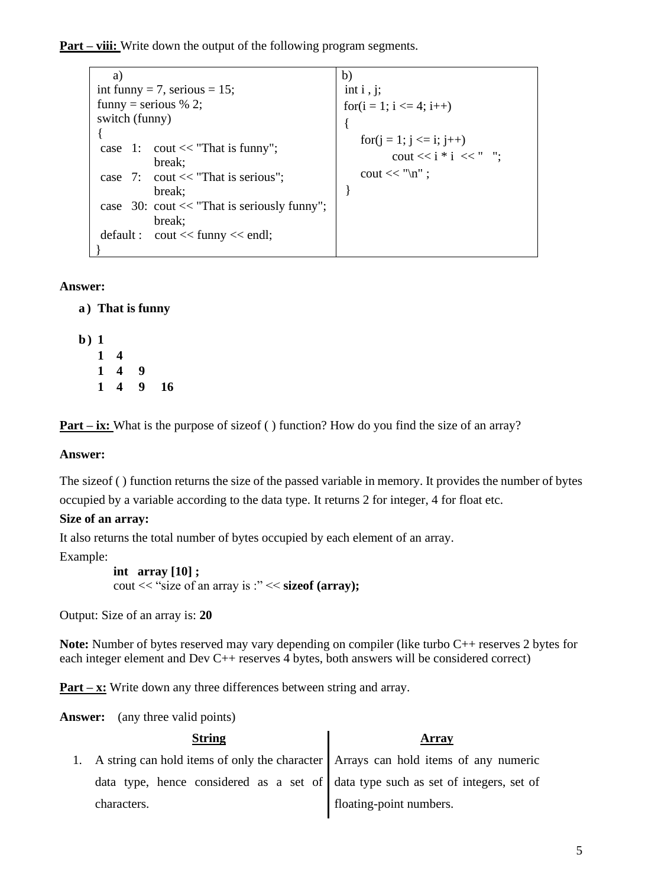**Part – viii:** Write down the output of the following program segments.

| a) | b) |
|---|---|
| `int funny = 7, serious = 15;`<br>`funny = serious % 2;`<br>`switch (funny)`<br>`{`<br>` case 1: cout << "That is funny";`<br>`         break;`<br>` case 7: cout << "That is serious";`<br>`         break;`<br>` case 30: cout << "That is seriously funny";`<br>`         break;`<br>` default : cout << funny << endl;`<br>`}` | `int i , j;`<br>`for(i = 1; i <= 4; i++)`<br>`{`<br>`    for(j = 1; j <= i; j++)`<br>`        cout << i * i << "   ";`<br>`    cout << "\n" ;`<br>`}` |

**Answer:**

**a) That is funny**

**b)**
```
1
1   4
1   4   9
1   4   9   16
```

**Part – ix:** What is the purpose of sizeof ( ) function? How do you find the size of an array?

**Answer:**

The sizeof ( ) function returns the size of the passed variable in memory. It provides the number of bytes occupied by a variable according to the data type. It returns 2 for integer, 4 for float etc.

**Size of an array:**

It also returns the total number of bytes occupied by each element of an array.

Example:

```
int array [10] ;
cout << "size of an array is :" << sizeof (array);
```

Output: Size of an array is: **20**

**Note:** Number of bytes reserved may vary depending on compiler (like turbo C++ reserves 2 bytes for each integer element and Dev C++ reserves 4 bytes, both answers will be considered correct)

**Part – x:** Write down any three differences between string and array.

**Answer:** (any three valid points)

| | String | Array |
|---|---|---|
| 1. | A string can hold items of only the character data type, hence considered as a set of characters. | Arrays can hold items of any numeric data type such as set of integers, set of floating-point numbers. |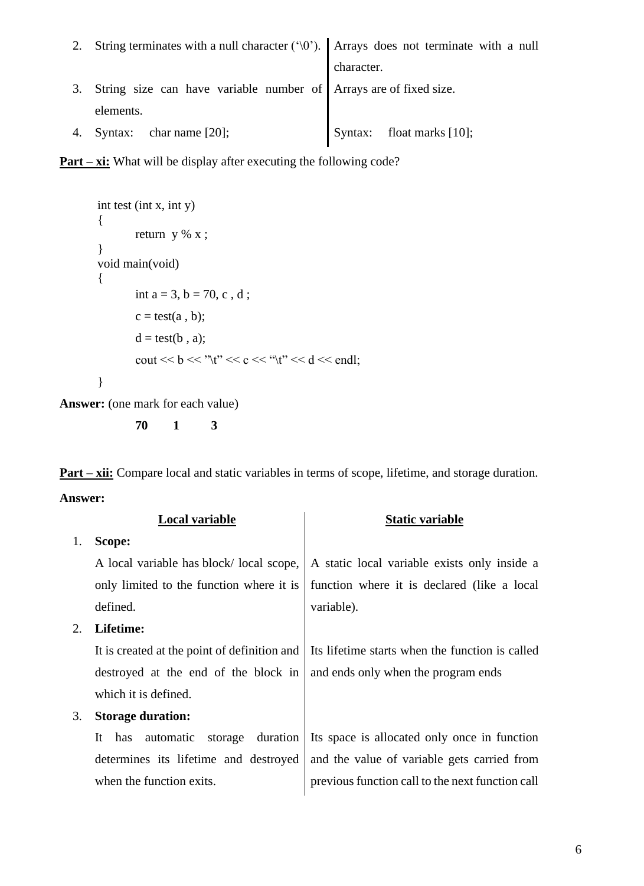| | | |
|---|---|---|
| 2. | String terminates with a null character ('\0'). | Arrays does not terminate with a null character. |
| 3. | String size can have variable number of elements. | Arrays are of fixed size. |
| 4. | Syntax: char name [20]; | Syntax: float marks [10]; |

**Part – xi:** What will be display after executing the following code?

```
int test (int x, int y)
{
        return  y % x ;
}
void main(void)
{
        int a = 3, b = 70, c , d ;
        c = test(a , b);
        d = test(b , a);
        cout << b << "\t" << c << "\t" << d << endl;
}
```

**Answer:** (one mark for each value)

**70 1 3**

**Part – xii:** Compare local and static variables in terms of scope, lifetime, and storage duration.

**Answer:**

| | **Local variable** | **Static variable** |
|---|---|---|
| 1. | **Scope:** A local variable has block/ local scope, only limited to the function where it is defined. | A static local variable exists only inside a function where it is declared (like a local variable). |
| 2. | **Lifetime:** It is created at the point of definition and destroyed at the end of the block in which it is defined. | Its lifetime starts when the function is called and ends only when the program ends |
| 3. | **Storage duration:** It has automatic storage duration determines its lifetime and destroyed when the function exits. | Its space is allocated only once in function and the value of variable gets carried from previous function call to the next function call |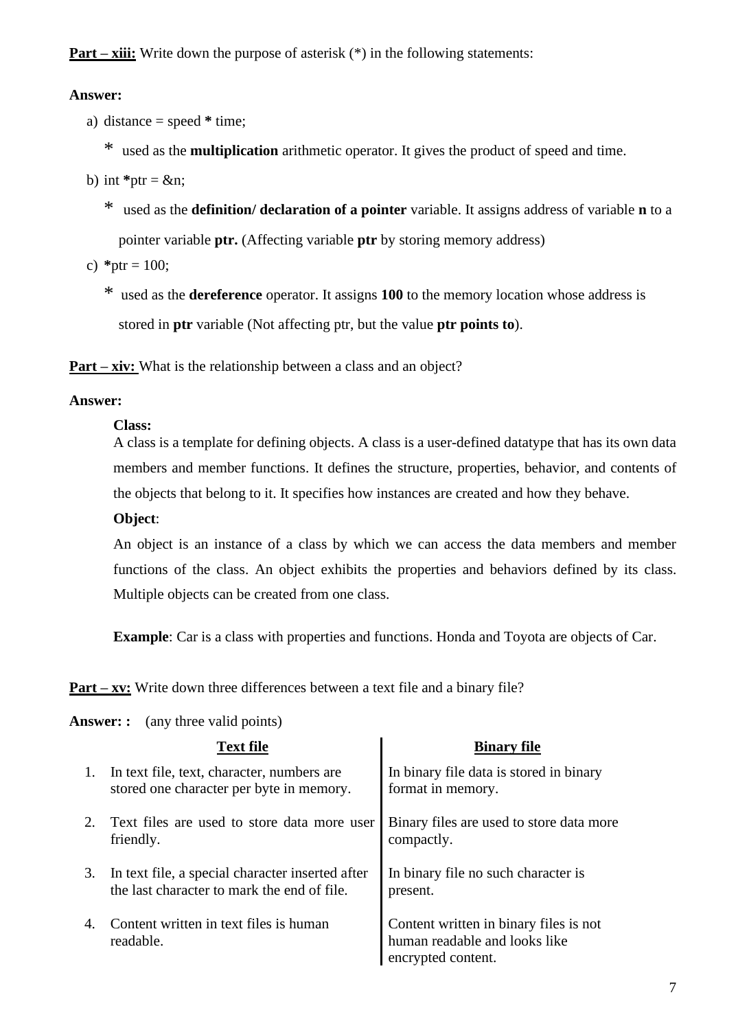**Part – xiii:** Write down the purpose of asterisk (*) in the following statements:

**Answer:**

a) distance = speed **\*** time;

   \* used as the **multiplication** arithmetic operator. It gives the product of speed and time.

b) int **\***ptr = &n;

   \* used as the **definition/ declaration of a pointer** variable. It assigns address of variable **n** to a pointer variable **ptr.** (Affecting variable **ptr** by storing memory address)

c) **\***ptr = 100;

   \* used as the **dereference** operator. It assigns **100** to the memory location whose address is stored in **ptr** variable (Not affecting ptr, but the value **ptr points to**).

**Part – xiv:** What is the relationship between a class and an object?

**Answer:**

**Class:**
A class is a template for defining objects. A class is a user-defined datatype that has its own data members and member functions. It defines the structure, properties, behavior, and contents of the objects that belong to it. It specifies how instances are created and how they behave.

**Object**:
An object is an instance of a class by which we can access the data members and member functions of the class. An object exhibits the properties and behaviors defined by its class. Multiple objects can be created from one class.

**Example**: Car is a class with properties and functions. Honda and Toyota are objects of Car.

**Part – xv:** Write down three differences between a text file and a binary file?

**Answer: :** (any three valid points)

| | **Text file** | **Binary file** |
|---|---|---|
| 1. | In text file, text, character, numbers are stored one character per byte in memory. | In binary file data is stored in binary format in memory. |
| 2. | Text files are used to store data more user friendly. | Binary files are used to store data more compactly. |
| 3. | In text file, a special character inserted after the last character to mark the end of file. | In binary file no such character is present. |
| 4. | Content written in text files is human readable. | Content written in binary files is not human readable and looks like encrypted content. |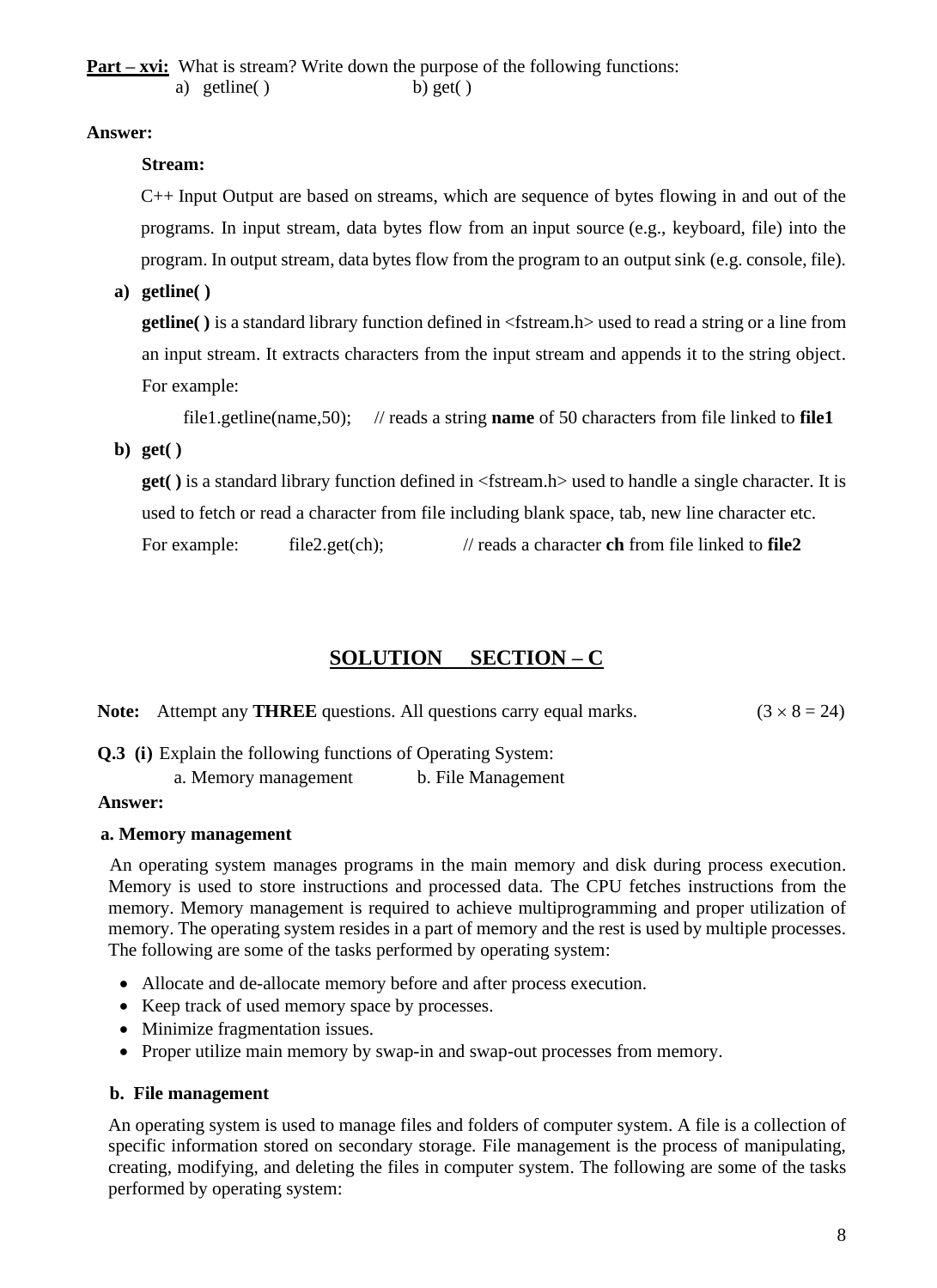**Part – xvi:** What is stream? Write down the purpose of the following functions:

a) getline( ) b) get( )

**Answer:**

**Stream:**

C++ Input Output are based on streams, which are sequence of bytes flowing in and out of the programs. In input stream, data bytes flow from an input source (e.g., keyboard, file) into the program. In output stream, data bytes flow from the program to an output sink (e.g. console, file).

**a) getline( )**

**getline( )** is a standard library function defined in <fstream.h> used to read a string or a line from an input stream. It extracts characters from the input stream and appends it to the string object. For example:

file1.getline(name,50); // reads a string **name** of 50 characters from file linked to **file1**

**b) get( )**

**get( )** is a standard library function defined in <fstream.h> used to handle a single character. It is used to fetch or read a character from file including blank space, tab, new line character etc.

For example: file2.get(ch); // reads a character **ch** from file linked to **file2**

## SOLUTION SECTION – C

**Note:** Attempt any **THREE** questions. All questions carry equal marks. $(3 \times 8 = 24)$

**Q.3 (i)** Explain the following functions of Operating System:

a. Memory management b. File Management

**Answer:**

**a. Memory management**

An operating system manages programs in the main memory and disk during process execution. Memory is used to store instructions and processed data. The CPU fetches instructions from the memory. Memory management is required to achieve multiprogramming and proper utilization of memory. The operating system resides in a part of memory and the rest is used by multiple processes. The following are some of the tasks performed by operating system:

- Allocate and de-allocate memory before and after process execution.
- Keep track of used memory space by processes.
- Minimize fragmentation issues.
- Proper utilize main memory by swap-in and swap-out processes from memory.

**b. File management**

An operating system is used to manage files and folders of computer system. A file is a collection of specific information stored on secondary storage. File management is the process of manipulating, creating, modifying, and deleting the files in computer system. The following are some of the tasks performed by operating system: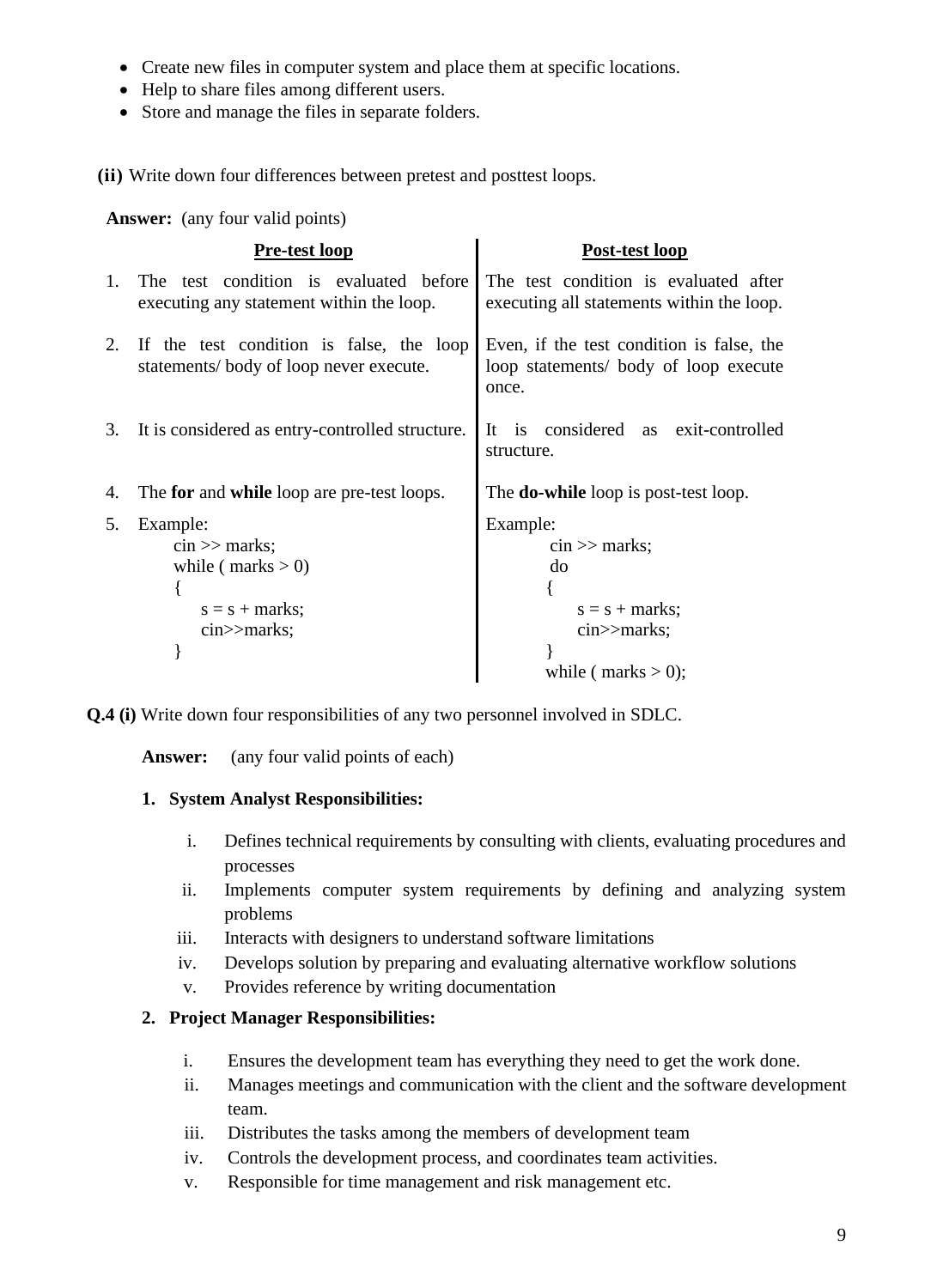- Create new files in computer system and place them at specific locations.
- Help to share files among different users.
- Store and manage the files in separate folders.

**(ii)** Write down four differences between pretest and posttest loops.

**Answer:** (any four valid points)

| | Pre-test loop | Post-test loop |
|---|---|---|
| 1. | The test condition is evaluated before executing any statement within the loop. | The test condition is evaluated after executing all statements within the loop. |
| 2. | If the test condition is false, the loop statements/ body of loop never execute. | Even, if the test condition is false, the loop statements/ body of loop execute once. |
| 3. | It is considered as entry-controlled structure. | It is considered as exit-controlled structure. |
| 4. | The **for** and **while** loop are pre-test loops. | The **do-while** loop is post-test loop. |
| 5. | Example:<br>`cin >> marks;`<br>`while ( marks > 0)`<br>`{`<br>`s = s + marks;`<br>`cin>>marks;`<br>`}` | Example:<br>`cin >> marks;`<br>`do`<br>`{`<br>`s = s + marks;`<br>`cin>>marks;`<br>`}`<br>`while ( marks > 0);` |

**Q.4 (i)** Write down four responsibilities of any two personnel involved in SDLC.

**Answer:** (any four valid points of each)

1. **System Analyst Responsibilities:**
   i. Defines technical requirements by consulting with clients, evaluating procedures and processes
   ii. Implements computer system requirements by defining and analyzing system problems
   iii. Interacts with designers to understand software limitations
   iv. Develops solution by preparing and evaluating alternative workflow solutions
   v. Provides reference by writing documentation

2. **Project Manager Responsibilities:**
   i. Ensures the development team has everything they need to get the work done.
   ii. Manages meetings and communication with the client and the software development team.
   iii. Distributes the tasks among the members of development team
   iv. Controls the development process, and coordinates team activities.
   v. Responsible for time management and risk management etc.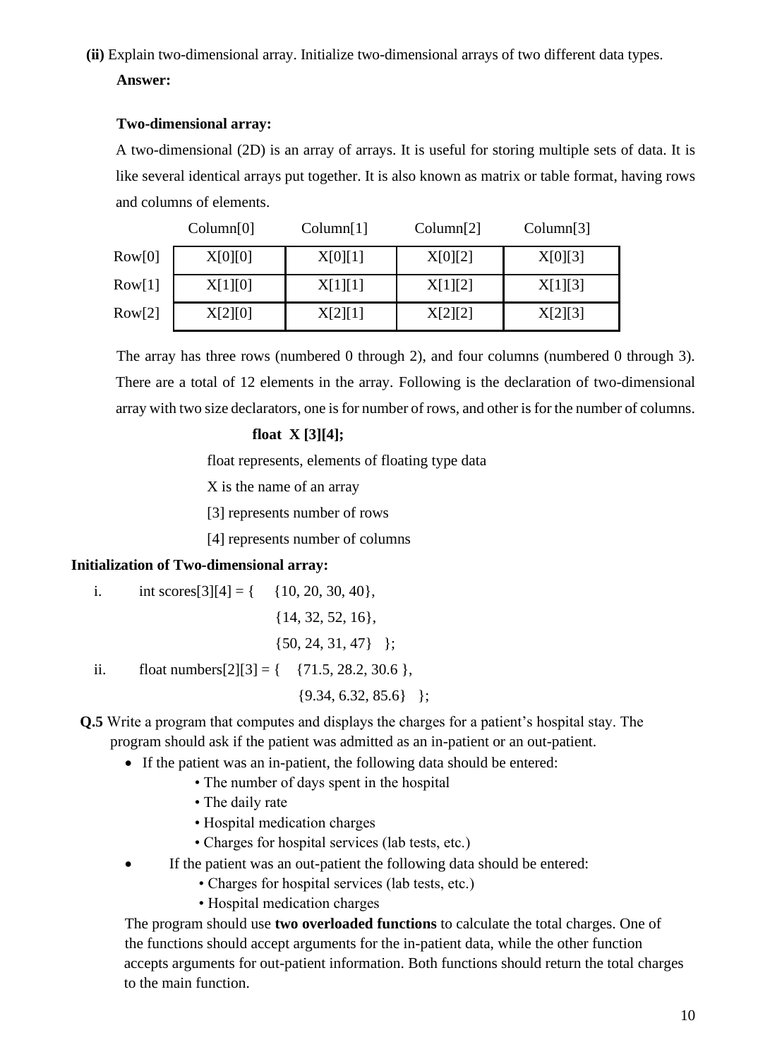**(ii)** Explain two-dimensional array. Initialize two-dimensional arrays of two different data types.

**Answer:**

**Two-dimensional array:**

A two-dimensional (2D) is an array of arrays. It is useful for storing multiple sets of data. It is like several identical arrays put together. It is also known as matrix or table format, having rows and columns of elements.

| | Column[0] | Column[1] | Column[2] | Column[3] |
|---|---|---|---|---|
| Row[0] | X[0][0] | X[0][1] | X[0][2] | X[0][3] |
| Row[1] | X[1][0] | X[1][1] | X[1][2] | X[1][3] |
| Row[2] | X[2][0] | X[2][1] | X[2][2] | X[2][3] |

The array has three rows (numbered 0 through 2), and four columns (numbered 0 through 3). There are a total of 12 elements in the array. Following is the declaration of two-dimensional array with two size declarators, one is for number of rows, and other is for the number of columns.

**float X [3][4];**

float represents, elements of floating type data

X is the name of an array

[3] represents number of rows

[4] represents number of columns

**Initialization of Two-dimensional array:**

i.
```
int scores[3][4] = {    {10, 20, 30, 40},
                        {14, 32, 52, 16},
                        {50, 24, 31, 47}   };
```

ii.
```
float numbers[2][3] = {    {71.5, 28.2, 30.6 },
                           {9.34, 6.32, 85.6}   };
```

**Q.5** Write a program that computes and displays the charges for a patient's hospital stay. The program should ask if the patient was admitted as an in-patient or an out-patient.

- If the patient was an in-patient, the following data should be entered:
  - The number of days spent in the hospital
  - The daily rate
  - Hospital medication charges
  - Charges for hospital services (lab tests, etc.)
- If the patient was an out-patient the following data should be entered:
  - Charges for hospital services (lab tests, etc.)
  - Hospital medication charges

The program should use **two overloaded functions** to calculate the total charges. One of the functions should accept arguments for the in-patient data, while the other function accepts arguments for out-patient information. Both functions should return the total charges to the main function.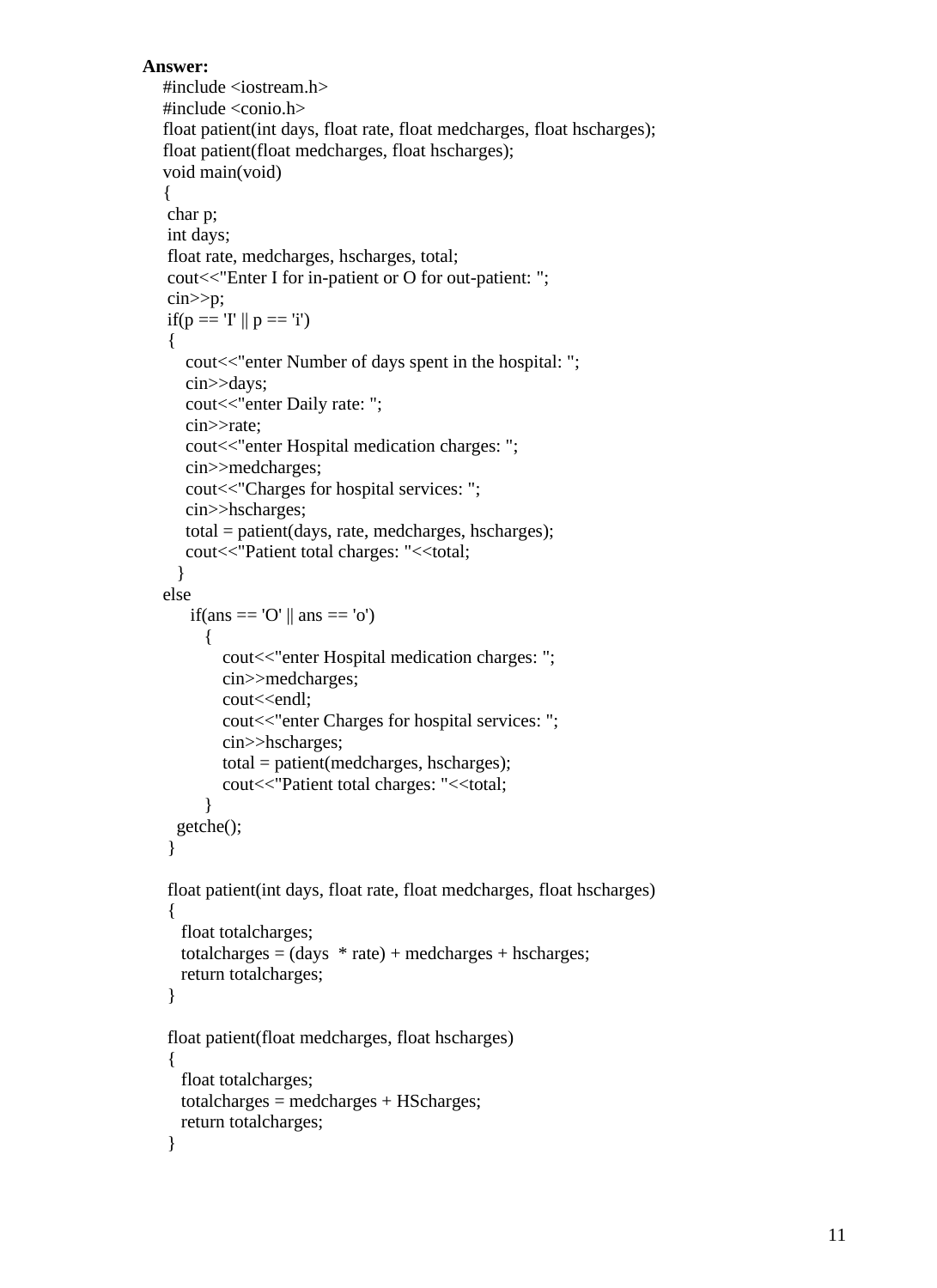**Answer:**

```
#include <iostream.h>
#include <conio.h>
float patient(int days, float rate, float medcharges, float hscharges);
float patient(float medcharges, float hscharges);
void main(void)
{
 char p;
 int days;
 float rate, medcharges, hscharges, total;
 cout<<"Enter I for in-patient or O for out-patient: ";
 cin>>p;
 if(p == 'I' || p == 'i')
 {
    cout<<"enter Number of days spent in the hospital: ";
    cin>>days;
    cout<<"enter Daily rate: ";
    cin>>rate;
    cout<<"enter Hospital medication charges: ";
    cin>>medcharges;
    cout<<"Charges for hospital services: ";
    cin>>hscharges;
    total = patient(days, rate, medcharges, hscharges);
    cout<<"Patient total charges: "<<total;
   }
else
     if(ans == 'O' || ans == 'o')
       {
          cout<<"enter Hospital medication charges: ";
          cin>>medcharges;
          cout<<endl;
          cout<<"enter Charges for hospital services: ";
          cin>>hscharges;
          total = patient(medcharges, hscharges);
          cout<<"Patient total charges: "<<total;
       }
   getche();
 }

 float patient(int days, float rate, float medcharges, float hscharges)
 {
   float totalcharges;
   totalcharges = (days  * rate) + medcharges + hscharges;
   return totalcharges;
 }

 float patient(float medcharges, float hscharges)
 {
   float totalcharges;
   totalcharges = medcharges + HScharges;
   return totalcharges;
 }
```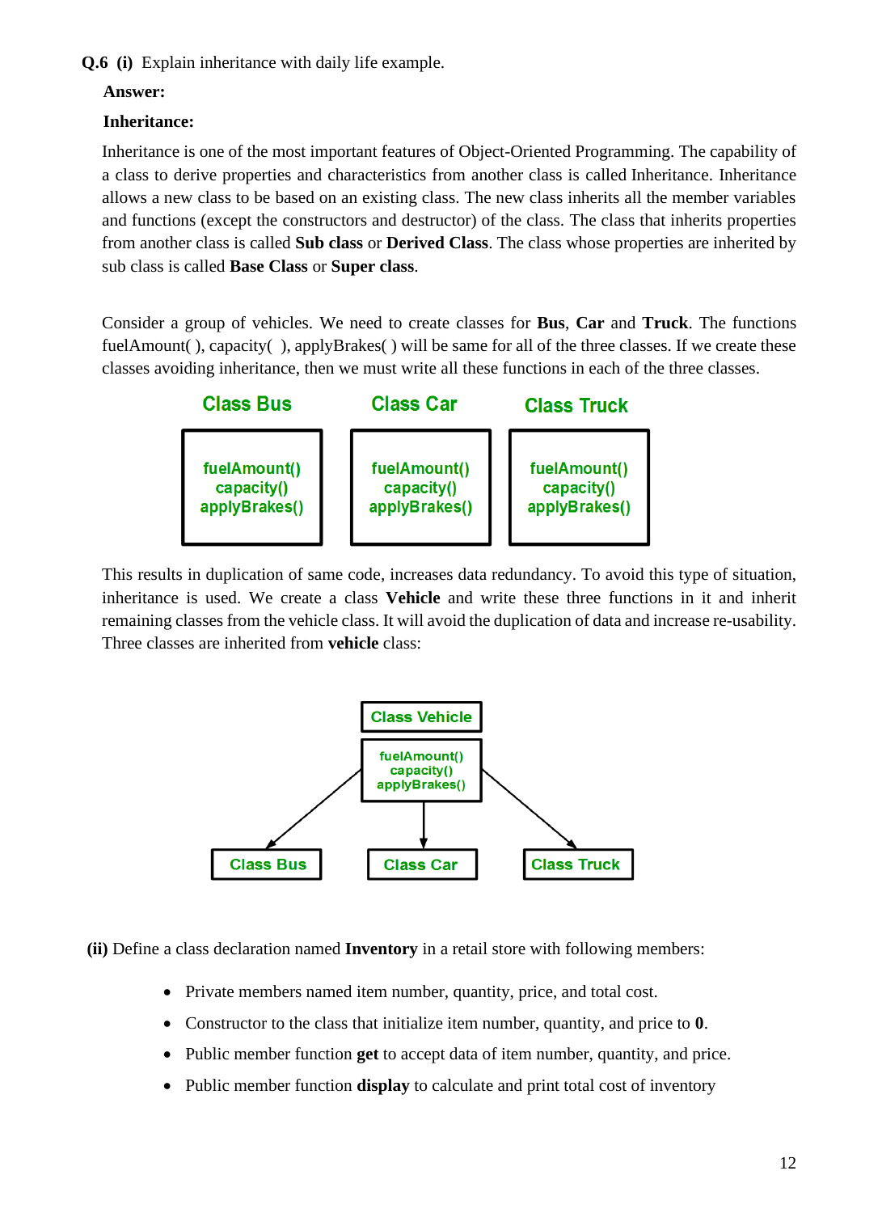**Q.6 (i)** Explain inheritance with daily life example.

**Answer:**

**Inheritance:**

Inheritance is one of the most important features of Object-Oriented Programming. The capability of a class to derive properties and characteristics from another class is called Inheritance. Inheritance allows a new class to be based on an existing class. The new class inherits all the member variables and functions (except the constructors and destructor) of the class. The class that inherits properties from another class is called **Sub class** or **Derived Class**. The class whose properties are inherited by sub class is called **Base Class** or **Super class**.

Consider a group of vehicles. We need to create classes for **Bus**, **Car** and **Truck**. The functions fuelAmount( ), capacity( ), applyBrakes( ) will be same for all of the three classes. If we create these classes avoiding inheritance, then we must write all these functions in each of the three classes.

| Class Bus | Class Car | Class Truck |
| --- | --- | --- |
| fuelAmount()<br>capacity()<br>applyBrakes() | fuelAmount()<br>capacity()<br>applyBrakes() | fuelAmount()<br>capacity()<br>applyBrakes() |

This results in duplication of same code, increases data redundancy. To avoid this type of situation, inheritance is used. We create a class **Vehicle** and write these three functions in it and inherit remaining classes from the vehicle class. It will avoid the duplication of data and increase re-usability. Three classes are inherited from **vehicle** class:

```
              Class Vehicle
              fuelAmount()
              capacity()
              applyBrakes()
           /       |        \
     Class Bus  Class Car  Class Truck
```

**(ii)** Define a class declaration named **Inventory** in a retail store with following members:

- Private members named item number, quantity, price, and total cost.
- Constructor to the class that initialize item number, quantity, and price to **0**.
- Public member function **get** to accept data of item number, quantity, and price.
- Public member function **display** to calculate and print total cost of inventory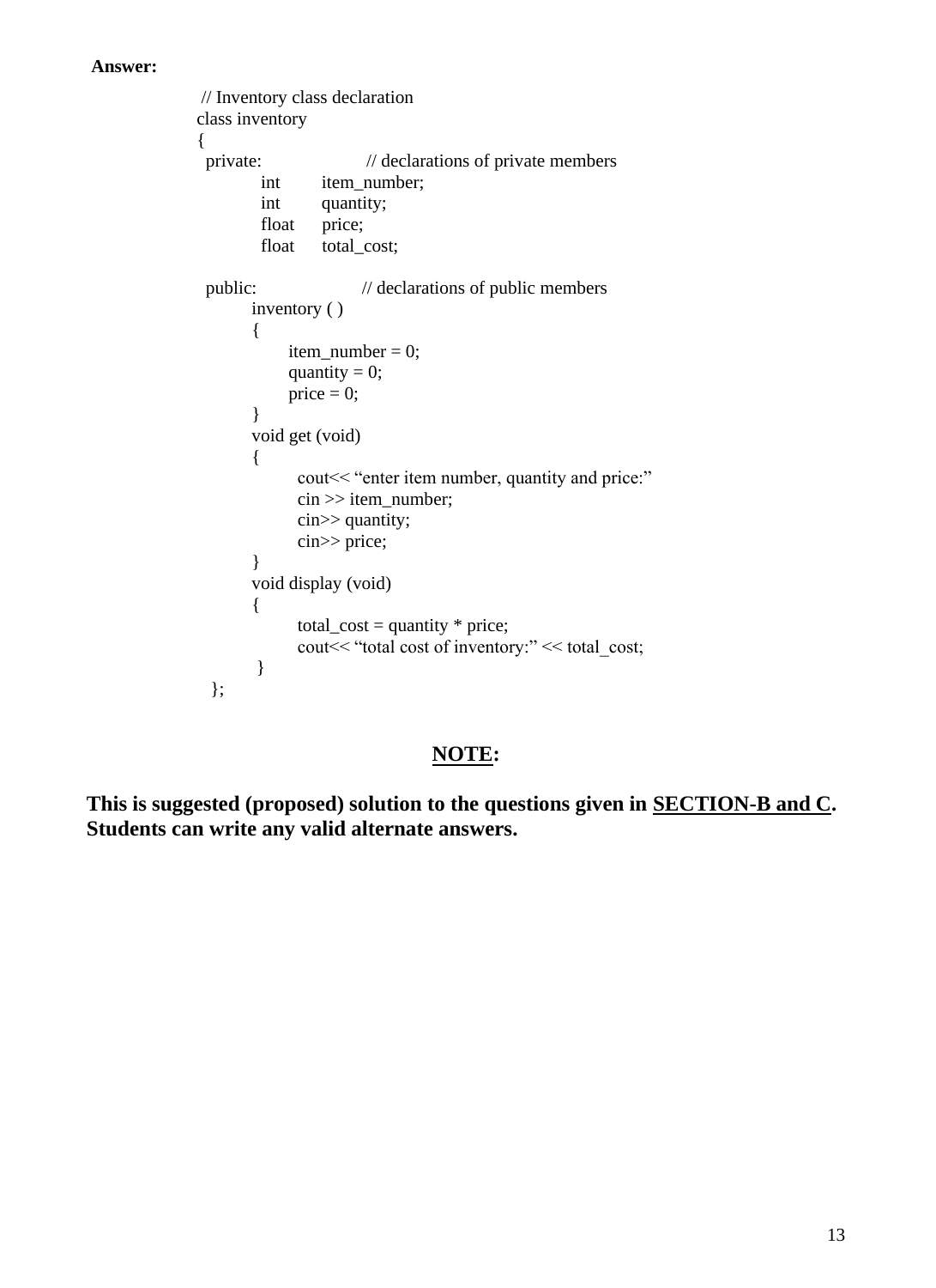**Answer:**

```
// Inventory class declaration
class inventory
{
 private:                  // declarations of private members
        int      item_number;
        int      quantity;
        float    price;
        float    total_cost;

 public:                   // declarations of public members
       inventory ( )
       {
            item_number = 0;
            quantity = 0;
            price = 0;
       }
       void get (void)
       {
              cout<< "enter item number, quantity and price:"
              cin >> item_number;
              cin>> quantity;
              cin>> price;
       }
       void display (void)
       {
              total_cost = quantity * price;
              cout<< "total cost of inventory:" << total_cost;
        }
 };
```

**NOTE:**

**This is suggested (proposed) solution to the questions given in SECTION-B and C. Students can write any valid alternate answers.**